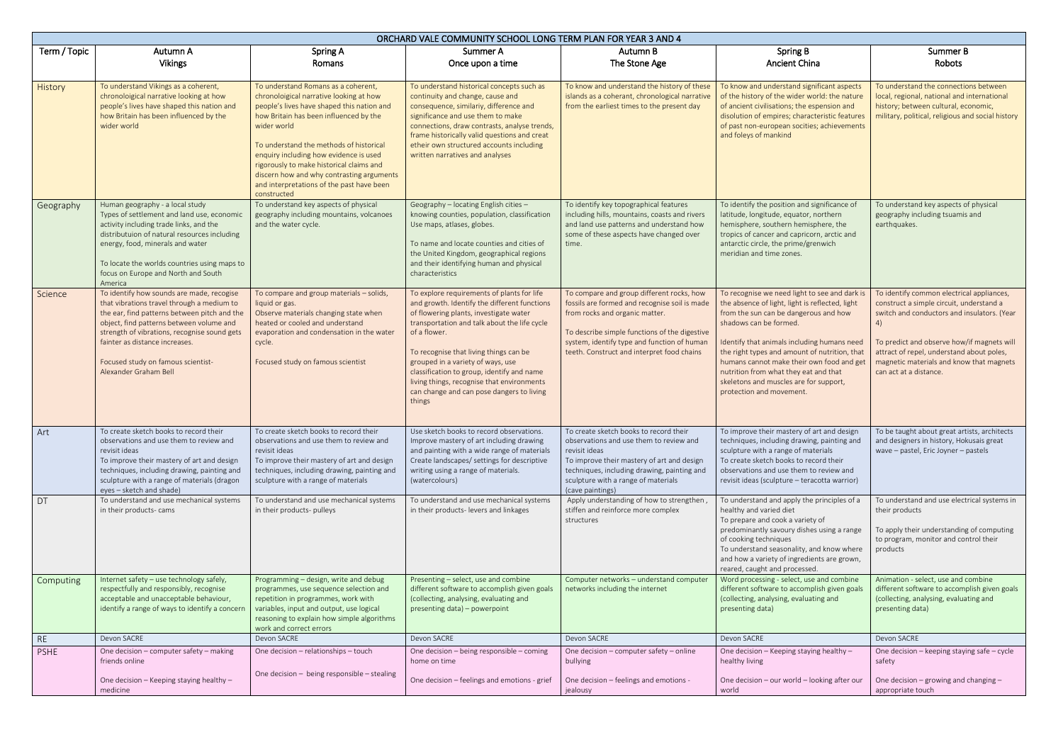| ORCHARD VALE COMMUNITY SCHOOL LONG TERM PLAN FOR YEAR 3 AND 4 | | | | | | |
|---|---|---|---|---|---|---|
| Term / Topic | Autumn A<br>Vikings | Spring A<br>Romans | Summer A<br>Once upon a time | Autumn B<br>The Stone Age | Spring B<br>Ancient China | Summer B<br>Robots |
| History | To understand Vikings as a coherent, chronoloigical narrative looking at how people's lives have shaped this nation and how Britain has been influenced by the wider world | To understand Romans as a coherent, chronoloigical narrative looking at how people's lives have shaped this nation and how Britain has been influenced by the wider world<br><br>To understand the methods of historical enquiry including how evidence is used rigorously to make historical claims and discern how and why contrasting arguments and interpretations of the past have been constructed | To understand historical concepts such as continuity and change, cause and consequence, similariy, difference and significance and use them to make connections, draw contrasts, analyse trends, frame historically valid questions and creat etheir own structured accounts including written narratives and analyses | To know and understand the history of these islands as a coherant, chronological narrative from the earliest times to the present day | To know and understand significant aspects of the history of the wider world: the nature of ancient civilisations; the espension and disolution of empires; characteristic features of past non-european socities; achievements and foleys of mankind | To understand the connections between local, regional, national and international history; between cultural, economic, military, political, religious and social history |
| Geography | Human geography - a local study<br>Types of settlement and land use, economic activity including trade links, and the distributuion of natural resources including energy, food, minerals and water<br><br>To locate the worlds countries using maps to focus on Europe and North and South America | To understand key aspects of physical geography including mountains, volcanoes and the water cycle. | Geography – locating English cities – knowing counties, population, classification Use maps, atlases, globes.<br><br>To name and locate counties and cities of the United Kingdom, geographical regions and their identifying human and physical characteristics | To identify key topographical features including hills, mountains, coasts and rivers and land use patterns and understand how some of these aspects have changed over time. | To identify the position and significance of latitude, longitude, equator, northern hemisphere, southern hemisphere, the tropics of cancer and capricorn, arctic and antarctic circle, the prime/grenwich meridian and time zones. | To understand key aspects of physical geography including tsuamis and earthquakes. |
| Science | To identify how sounds are made, recogise that vibrations travel through a medium to the ear, find patterns between pitch and the object, find patterns between volume and strength of vibrations, recognise sound gets fainter as distance increases.<br><br>Focused study on famous scientist-Alexander Graham Bell | To compare and group materials – solids, liquid or gas.<br>Observe materials changing state when heated or cooled and understand evaporation and condensation in the water cycle.<br><br>Focused study on famous scientist | To explore requirements of plants for life and growth. Identify the different functions of flowering plants, investigate water transportation and talk about the life cycle of a flower.<br><br>To recognise that living things can be grouped in a variety of ways, use classification to group, identify and name living things, recognise that environments can change and can pose dangers to living things | To compare and group different rocks, how fossils are formed and recognise soil is made from rocks and organic matter.<br><br>To describe simple functions of the digestive system, identify type and function of human teeth. Construct and interpret food chains | To recognise we need light to see and dark is the absence of light, light is reflected, light from the sun can be dangerous and how shadows can be formed.<br><br>Identify that animals including humans need the right types and amount of nutrition, that humans cannot make their own food and get nutrition from what they eat and that skeletons and muscles are for support, protection and movement. | To identify common electrical appliances, construct a simple circuit, understand a switch and conductors and insulators. (Year 4)<br><br>To predict and observe how/if magnets will attract of repel, understand about poles, magnetic materials and know that magnets can act at a distance. |
| Art | To create sketch books to record their observations and use them to review and revisit ideas<br>To improve their mastery of art and design techniques, including drawing, painting and sculpture with a range of materials (dragon eyes – sketch and shade) | To create sketch books to record their observations and use them to review and revisit ideas<br>To improve their mastery of art and design techniques, including drawing, painting and sculpture with a range of materials | Use sketch books to record observations. Improve mastery of art including drawing and painting with a wide range of materials Create landscapes/ settings for descriptive writing using a range of materials. (watercolours) | To create sketch books to record their observations and use them to review and revisit ideas<br>To improve their mastery of art and design techniques, including drawing, painting and sculpture with a range of materials<br>(cave paintings) | To improve their mastery of art and design techniques, including drawing, painting and sculpture with a range of materials<br>To create sketch books to record their observations and use them to review and revisit ideas (sculpture – teracotta warrior) | To be taught about great artists, architects and designers in history, Hokusais great wave – pastel, Eric Joyner – pastels |
| DT | To understand and use mechanical systems in their products- cams | To understand and use mechanical systems in their products- pulleys | To understand and use mechanical systems in their products- levers and linkages | Apply understanding of how to strengthen , stiffen and reinforce more complex structures | To understand and apply the principles of a healthy and varied diet<br>To prepare and cook a variety of predominantly savoury dishes using a range of cooking techniques<br>To understand seasonality, and know where and how a variety of ingredients are grown, reared, caught and processed. | To understand and use electrical systems in their products<br><br>To apply their understanding of computing to program, monitor and control their products |
| Computing | Internet safety – use technology safely, respectfully and responsibly, recognise acceptable and unacceptable behaviour, identify a range of ways to identify a concern | Programming – design, write and debug programmes, use sequence selection and repetition in programmes, work with variables, input and output, use logical reasoning to explain how simple algorithms work and correct errors | Presenting – select, use and combine different software to accomplish given goals (collecting, analysing, evaluating and presenting data) – powerpoint | Computer networks – understand computer networks including the internet | Word processing - select, use and combine different software to accomplish given goals (collecting, analysing, evaluating and presenting data) | Animation - select, use and combine different software to accomplish given goals (collecting, analysing, evaluating and presenting data) |
| RE | Devon SACRE | Devon SACRE | Devon SACRE | Devon SACRE | Devon SACRE | Devon SACRE |
| PSHE | One decision – computer safety – making friends online<br><br>One decision – Keeping staying healthy – medicine | One decision – relationships – touch<br><br>One decision – being responsible – stealing | One decision – being responsible – coming home on time<br><br>One decision – feelings and emotions - grief | One decision – computer safety – online bullying<br><br>One decision – feelings and emotions - jealousy | One decision – Keeping staying healthy – healthy living<br><br>One decision – our world – looking after our world | One decision – keeping staying safe – cycle safety<br><br>One decision – growing and changing – appropriate touch |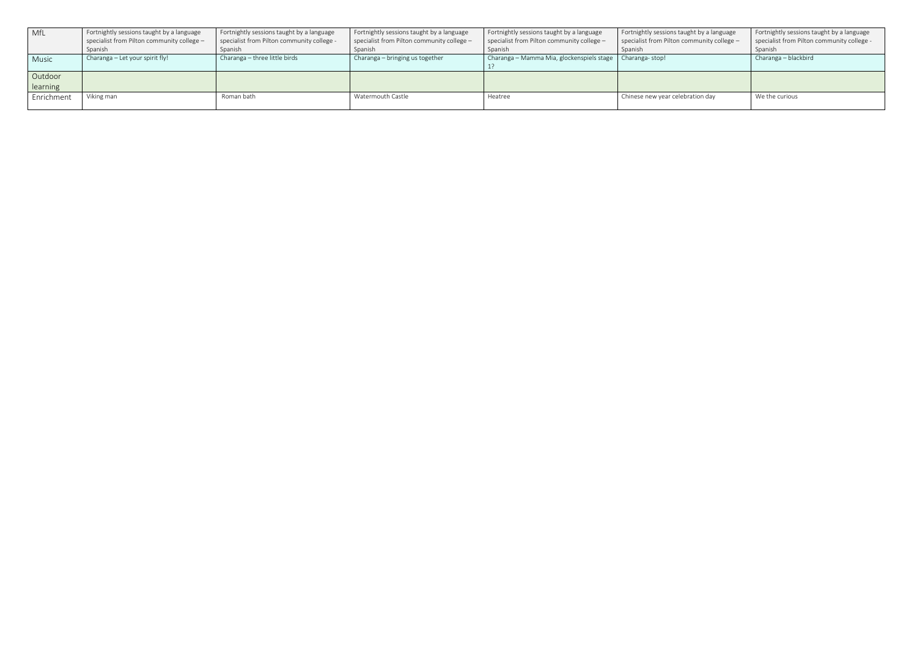| | | | | | | |
|---|---|---|---|---|---|---|
| MfL | Fortnightly sessions taught by a language specialist from Pilton community college – Spanish | Fortnightly sessions taught by a language specialist from Pilton community college - Spanish | Fortnightly sessions taught by a language specialist from Pilton community college – Spanish | Fortnightly sessions taught by a language specialist from Pilton community college – Spanish | Fortnightly sessions taught by a language specialist from Pilton community college – Spanish | Fortnightly sessions taught by a language specialist from Pilton community college - Spanish |
| Music | Charanga – Let your spirit fly! | Charanga – three little birds | Charanga – bringing us together | Charanga – Mamma Mia, glockenspiels stage 1? | Charanga- stop! | Charanga – blackbird |
| Outdoor learning | | | | | | |
| Enrichment | Viking man | Roman bath | Watermouth Castle | Heatree | Chinese new year celebration day | We the curious |